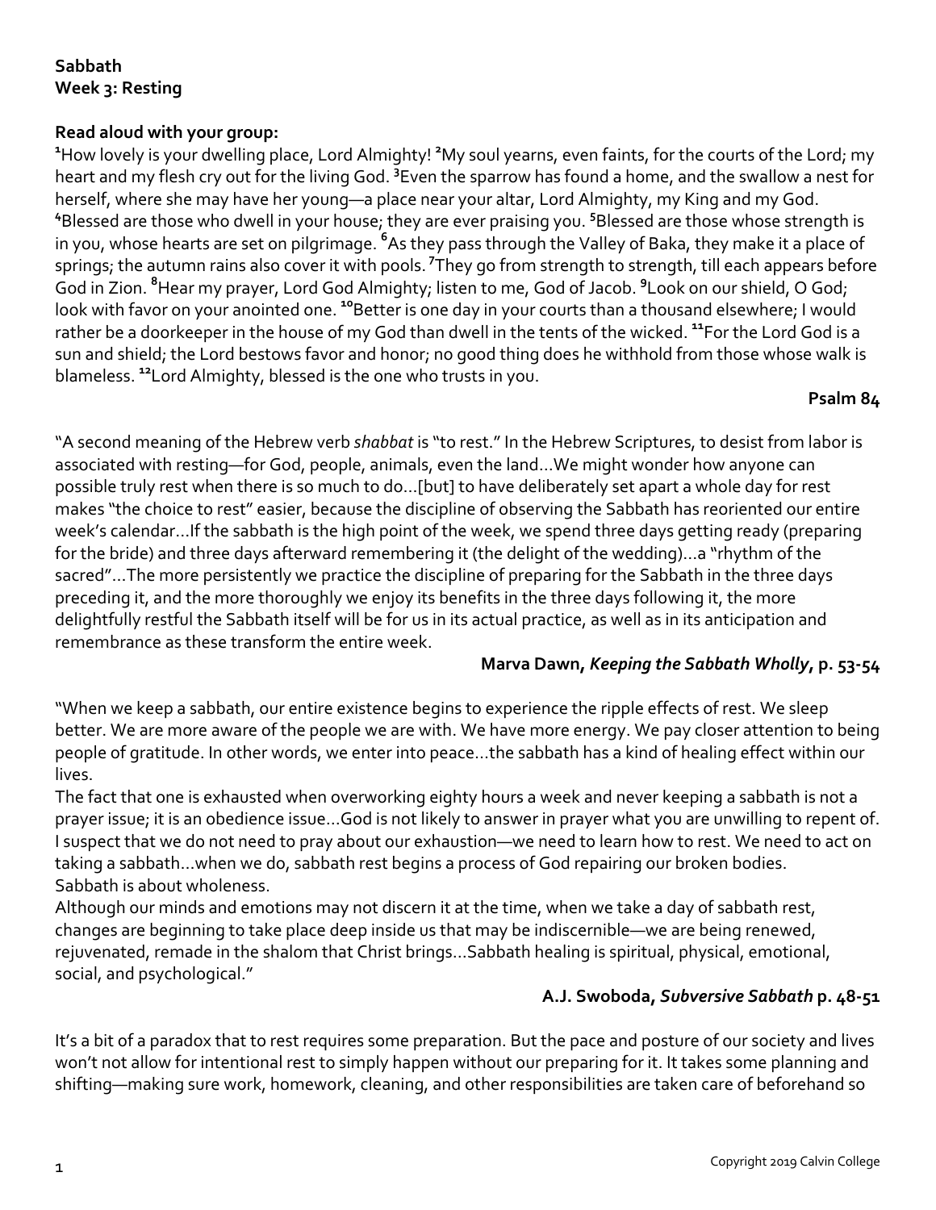**Sabbath**
**Week 3: Resting**

**Read aloud with your group:**

[1]How lovely is your dwelling place, Lord Almighty! [2]My soul yearns, even faints, for the courts of the Lord; my heart and my flesh cry out for the living God. [3]Even the sparrow has found a home, and the swallow a nest for herself, where she may have her young—a place near your altar, Lord Almighty, my King and my God. [4]Blessed are those who dwell in your house; they are ever praising you. [5]Blessed are those whose strength is in you, whose hearts are set on pilgrimage. [6]As they pass through the Valley of Baka, they make it a place of springs; the autumn rains also cover it with pools. [7]They go from strength to strength, till each appears before God in Zion. [8]Hear my prayer, Lord God Almighty; listen to me, God of Jacob. [9]Look on our shield, O God; look with favor on your anointed one. [10]Better is one day in your courts than a thousand elsewhere; I would rather be a doorkeeper in the house of my God than dwell in the tents of the wicked. [11]For the Lord God is a sun and shield; the Lord bestows favor and honor; no good thing does he withhold from those whose walk is blameless. [12]Lord Almighty, blessed is the one who trusts in you.

**Psalm 84**

"A second meaning of the Hebrew verb *shabbat* is "to rest." In the Hebrew Scriptures, to desist from labor is associated with resting—for God, people, animals, even the land…We might wonder how anyone can possible truly rest when there is so much to do…[but] to have deliberately set apart a whole day for rest makes "the choice to rest" easier, because the discipline of observing the Sabbath has reoriented our entire week's calendar…If the sabbath is the high point of the week, we spend three days getting ready (preparing for the bride) and three days afterward remembering it (the delight of the wedding)…a "rhythm of the sacred"…The more persistently we practice the discipline of preparing for the Sabbath in the three days preceding it, and the more thoroughly we enjoy its benefits in the three days following it, the more delightfully restful the Sabbath itself will be for us in its actual practice, as well as in its anticipation and remembrance as these transform the entire week.

**Marva Dawn, *Keeping the Sabbath Wholly*, p. 53-54**

"When we keep a sabbath, our entire existence begins to experience the ripple effects of rest. We sleep better. We are more aware of the people we are with. We have more energy. We pay closer attention to being people of gratitude. In other words, we enter into peace…the sabbath has a kind of healing effect within our lives.

The fact that one is exhausted when overworking eighty hours a week and never keeping a sabbath is not a prayer issue; it is an obedience issue…God is not likely to answer in prayer what you are unwilling to repent of. I suspect that we do not need to pray about our exhaustion—we need to learn how to rest. We need to act on taking a sabbath…when we do, sabbath rest begins a process of God repairing our broken bodies. Sabbath is about wholeness.

Although our minds and emotions may not discern it at the time, when we take a day of sabbath rest, changes are beginning to take place deep inside us that may be indiscernible—we are being renewed, rejuvenated, remade in the shalom that Christ brings…Sabbath healing is spiritual, physical, emotional, social, and psychological."

**A.J. Swoboda, *Subversive Sabbath* p. 48-51**

It's a bit of a paradox that to rest requires some preparation. But the pace and posture of our society and lives won't not allow for intentional rest to simply happen without our preparing for it. It takes some planning and shifting—making sure work, homework, cleaning, and other responsibilities are taken care of beforehand so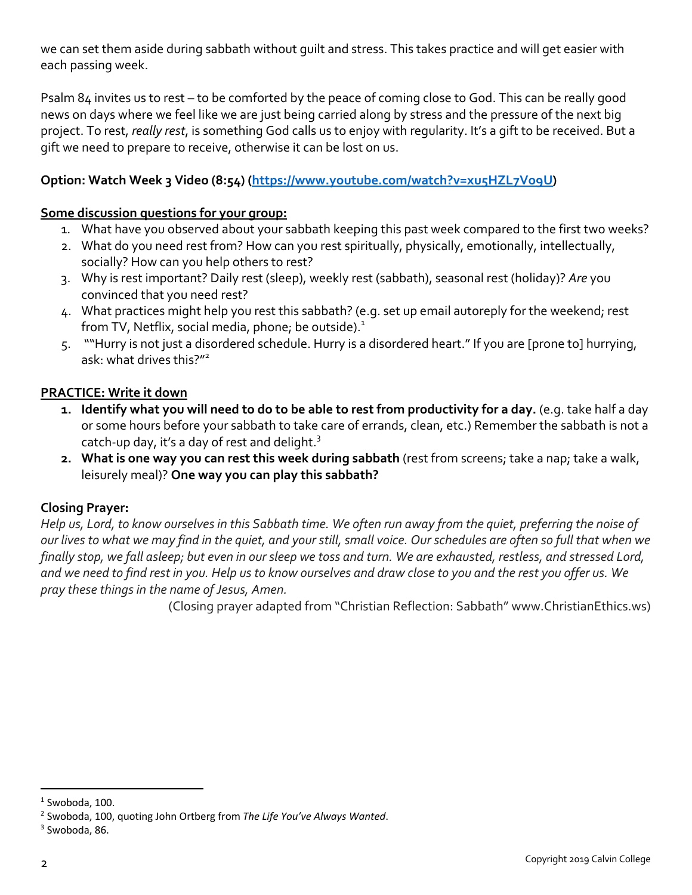we can set them aside during sabbath without guilt and stress. This takes practice and will get easier with each passing week.

Psalm 84 invites us to rest – to be comforted by the peace of coming close to God. This can be really good news on days where we feel like we are just being carried along by stress and the pressure of the next big project. To rest, *really rest*, is something God calls us to enjoy with regularity. It's a gift to be received. But a gift we need to prepare to receive, otherwise it can be lost on us.

**Option: Watch Week 3 Video (8:54) ([https://www.youtube.com/watch?v=xu5HZL7V09U](https://www.youtube.com/watch?v=xu5HZL7V09U))**

**<u>Some discussion questions for your group:</u>**

1. What have you observed about your sabbath keeping this past week compared to the first two weeks?
2. What do you need rest from? How can you rest spiritually, physically, emotionally, intellectually, socially? How can you help others to rest?
3. Why is rest important? Daily rest (sleep), weekly rest (sabbath), seasonal rest (holiday)? *Are* you convinced that you need rest?
4. What practices might help you rest this sabbath? (e.g. set up email autoreply for the weekend; rest from TV, Netflix, social media, phone; be outside).[1]
5. ""Hurry is not just a disordered schedule. Hurry is a disordered heart." If you are [prone to] hurrying, ask: what drives this?"[2]

**<u>PRACTICE: Write it down</u>**

1. **Identify what you will need to do to be able to rest from productivity for a day.** (e.g. take half a day or some hours before your sabbath to take care of errands, clean, etc.) Remember the sabbath is not a catch-up day, it's a day of rest and delight.[3]
2. **What is one way you can rest this week during sabbath** (rest from screens; take a nap; take a walk, leisurely meal)? **One way you can play this sabbath?**

**Closing Prayer:**

*Help us, Lord, to know ourselves in this Sabbath time. We often run away from the quiet, preferring the noise of our lives to what we may find in the quiet, and your still, small voice. Our schedules are often so full that when we finally stop, we fall asleep; but even in our sleep we toss and turn. We are exhausted, restless, and stressed Lord, and we need to find rest in you. Help us to know ourselves and draw close to you and the rest you offer us. We pray these things in the name of Jesus, Amen.*

(Closing prayer adapted from "Christian Reflection: Sabbath" www.ChristianEthics.ws)

---

[1] Swoboda, 100.

[2] Swoboda, 100, quoting John Ortberg from *The Life You've Always Wanted*.

[3] Swoboda, 86.

Copyright 2019 Calvin College